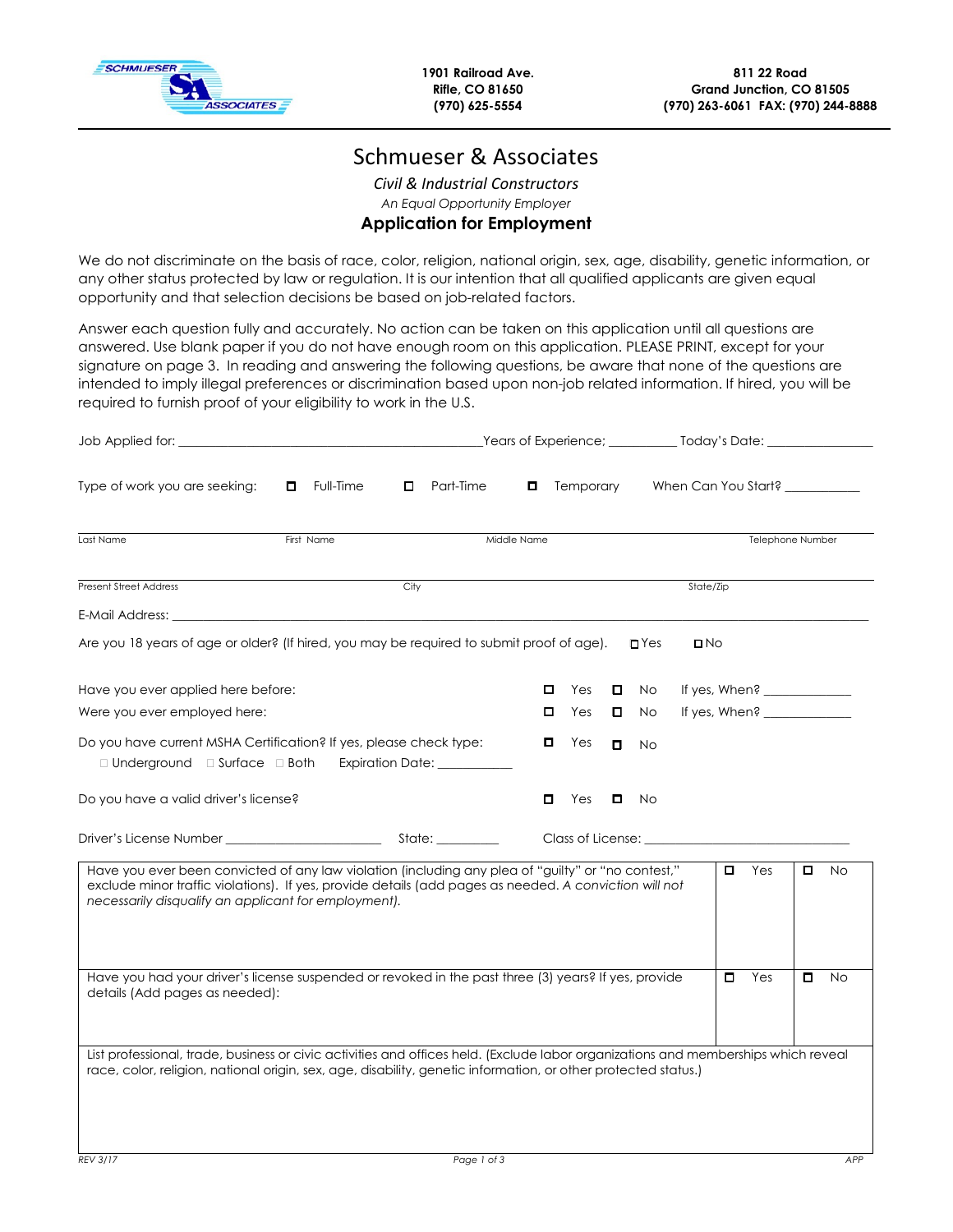SCHMUESER SA ASSOCIATES

**1901 Railroad Ave.**
**Rifle, CO 81650**
**(970) 625-5554**

**811 22 Road**
**Grand Junction, CO 81505**
**(970) 263-6061 FAX: (970) 244-8888**

# Schmueser & Associates

*Civil & Industrial Constructors*

*An Equal Opportunity Employer*

## Application for Employment

We do not discriminate on the basis of race, color, religion, national origin, sex, age, disability, genetic information, or any other status protected by law or regulation. It is our intention that all qualified applicants are given equal opportunity and that selection decisions be based on job-related factors.

Answer each question fully and accurately. No action can be taken on this application until all questions are answered. Use blank paper if you do not have enough room on this application. PLEASE PRINT, except for your signature on page 3. In reading and answering the following questions, be aware that none of the questions are intended to imply illegal preferences or discrimination based upon non-job related information. If hired, you will be required to furnish proof of your eligibility to work in the U.S.

Job Applied for: ______________________________ Years of Experience; __________ Today's Date: ______________

Type of work you are seeking: ☐ Full-Time ☐ Part-Time ☐ Temporary When Can You Start? ___________

| Last Name | First Name | Middle Name | Telephone Number |
|---|---|---|---|
| | | | |

| Present Street Address | City | State/Zip |
|---|---|---|
| | | |

E-Mail Address: ______________________________________________

Are you 18 years of age or older? (If hired, you may be required to submit proof of age). ☐ Yes ☐ No

Have you ever applied here before: ☐ Yes ☐ No If yes, When? _____________

Were you ever employed here: ☐ Yes ☐ No If yes, When? _____________

Do you have current MSHA Certification? If yes, please check type: ☐ Yes ☐ No

☐ Underground ☐ Surface ☐ Both Expiration Date: ___________

Do you have a valid driver's license? ☐ Yes ☐ No

Driver's License Number ______________________ State: _________ Class of License: ______________________________

| | | |
|---|---|---|
| Have you ever been convicted of any law violation (including any plea of "guilty" or "no contest," exclude minor traffic violations). If yes, provide details (add pages as needed. *A conviction will not necessarily disqualify an applicant for employment).* | ☐ Yes | ☐ No |
| Have you had your driver's license suspended or revoked in the past three (3) years? If yes, provide details (Add pages as needed): | ☐ Yes | ☐ No |
| List professional, trade, business or civic activities and offices held. (Exclude labor organizations and memberships which reveal race, color, religion, national origin, sex, age, disability, genetic information, or other protected status.) | | |

REV 3/17 APP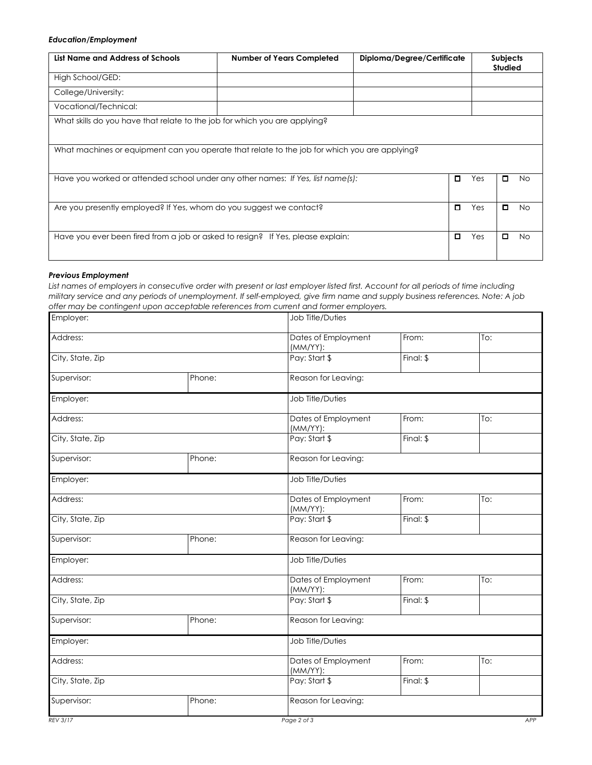***Education/Employment***

| List Name and Address of Schools | Number of Years Completed | Diploma/Degree/Certificate | Subjects Studied |
|---|---|---|---|
| High School/GED: | | | |
| College/University: | | | |
| Vocational/Technical: | | | |

What skills do you have that relate to the job for which you are applying?

What machines or equipment can you operate that relate to the job for which you are applying?

| | | |
|---|---|---|
| Have you worked or attended school under any other names: *If Yes, list name(s):* | ☐ Yes | ☐ No |
| Are you presently employed? If Yes, whom do you suggest we contact? | ☐ Yes | ☐ No |
| Have you ever been fired from a job or asked to resign? If Yes, please explain: | ☐ Yes | ☐ No |

***Previous Employment***

*List names of employers in consecutive order with present or last employer listed first. Account for all periods of time including military service and any periods of unemployment. If self-employed, give firm name and supply business references. Note: A job offer may be contingent upon acceptable references from current and former employers.*

| Employer: | | Job Title/Duties | | |
|---|---|---|---|---|
| Address: | | Dates of Employment (MM/YY): | From: | To: |
| City, State, Zip | | Pay: Start $ | Final: $ | |
| Supervisor: | Phone: | Reason for Leaving: | | |

| Employer: | | Job Title/Duties | | |
|---|---|---|---|---|
| Address: | | Dates of Employment (MM/YY): | From: | To: |
| City, State, Zip | | Pay: Start $ | Final: $ | |
| Supervisor: | Phone: | Reason for Leaving: | | |

| Employer: | | Job Title/Duties | | |
|---|---|---|---|---|
| Address: | | Dates of Employment (MM/YY): | From: | To: |
| City, State, Zip | | Pay: Start $ | Final: $ | |
| Supervisor: | Phone: | Reason for Leaving: | | |

| Employer: | | Job Title/Duties | | |
|---|---|---|---|---|
| Address: | | Dates of Employment (MM/YY): | From: | To: |
| City, State, Zip | | Pay: Start $ | Final: $ | |
| Supervisor: | Phone: | Reason for Leaving: | | |

| Employer: | | Job Title/Duties | | |
|---|---|---|---|---|
| Address: | | Dates of Employment (MM/YY): | From: | To: |
| City, State, Zip | | Pay: Start $ | Final: $ | |
| Supervisor: | Phone: | Reason for Leaving: | | |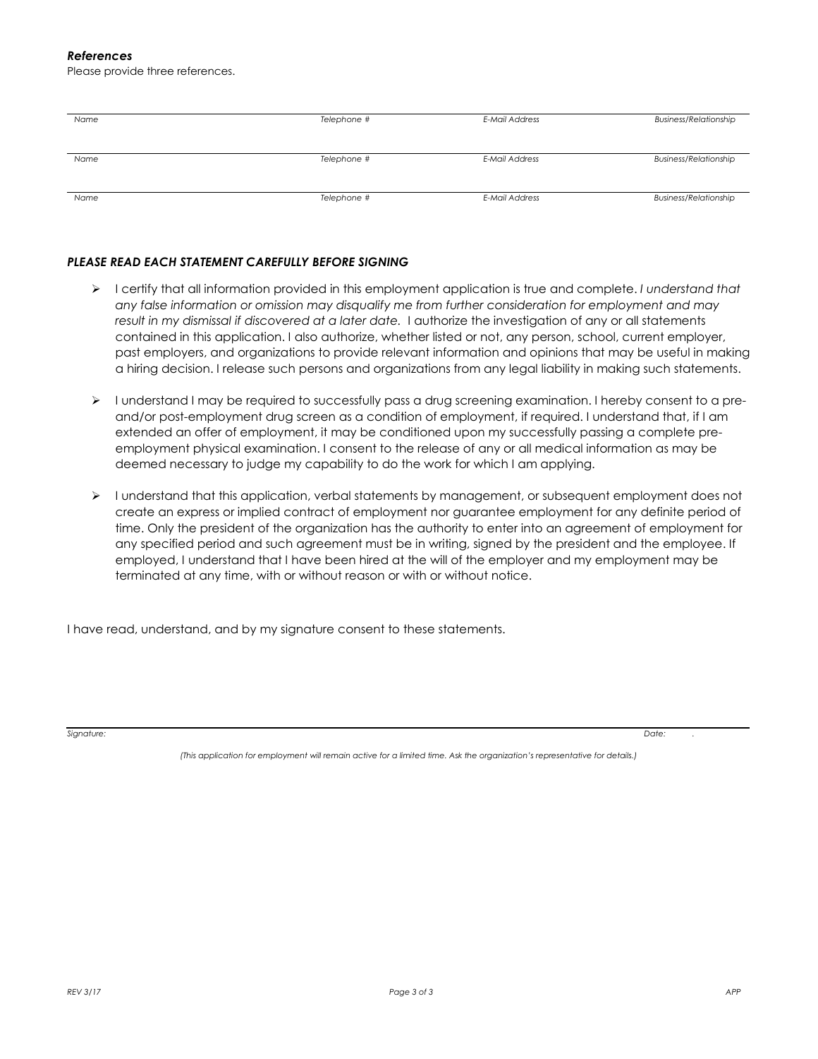### *References*

Please provide three references.

| Name | Telephone # | E-Mail Address | Business/Relationship |
|---|---|---|---|
| | | | |
| | | | |
| | | | |

***PLEASE READ EACH STATEMENT CAREFULLY BEFORE SIGNING***

- I certify that all information provided in this employment application is true and complete. *I understand that any false information or omission may disqualify me from further consideration for employment and may result in my dismissal if discovered at a later date.* I authorize the investigation of any or all statements contained in this application. I also authorize, whether listed or not, any person, school, current employer, past employers, and organizations to provide relevant information and opinions that may be useful in making a hiring decision. I release such persons and organizations from any legal liability in making such statements.

- I understand I may be required to successfully pass a drug screening examination. I hereby consent to a pre- and/or post-employment drug screen as a condition of employment, if required. I understand that, if I am extended an offer of employment, it may be conditioned upon my successfully passing a complete pre-employment physical examination. I consent to the release of any or all medical information as may be deemed necessary to judge my capability to do the work for which I am applying.

- I understand that this application, verbal statements by management, or subsequent employment does not create an express or implied contract of employment nor guarantee employment for any definite period of time. Only the president of the organization has the authority to enter into an agreement of employment for any specified period and such agreement must be in writing, signed by the president and the employee. If employed, I understand that I have been hired at the will of the employer and my employment may be terminated at any time, with or without reason or with or without notice.

I have read, understand, and by my signature consent to these statements.

*Signature:* *Date:*

*(This application for employment will remain active for a limited time. Ask the organization's representative for details.)*

*REV 3/17* *APP*